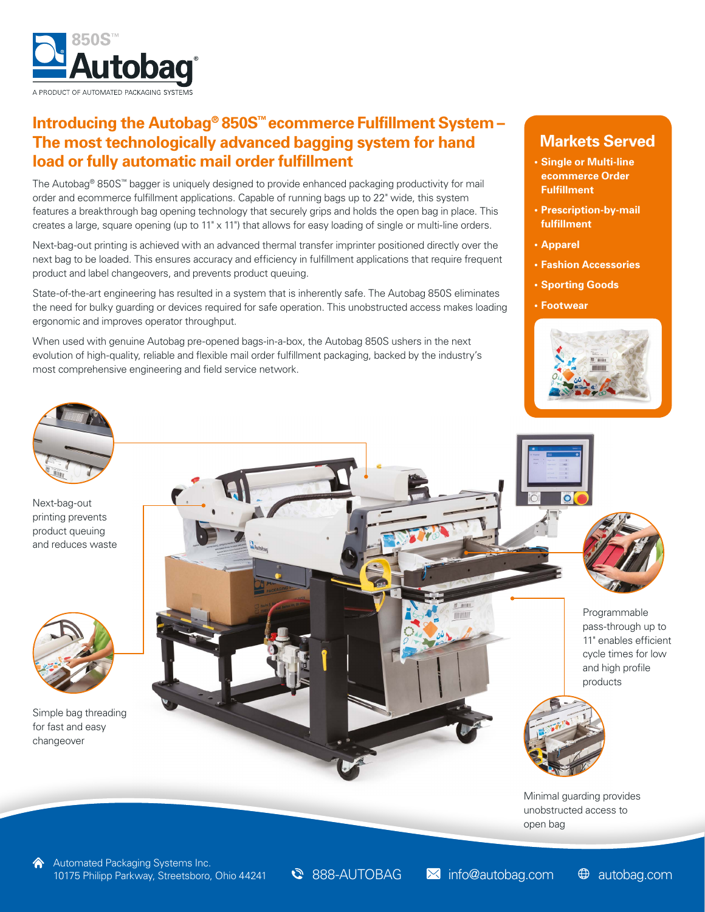850S™

Autobag®

A PRODUCT OF AUTOMATED PACKAGING SYSTEMS

## Introducing the Autobag® 850S™ ecommerce Fulfillment System – The most technologically advanced bagging system for hand load or fully automatic mail order fulfillment

The Autobag® 850S™ bagger is uniquely designed to provide enhanced packaging productivity for mail order and ecommerce fulfillment applications. Capable of running bags up to 22" wide, this system features a breakthrough bag opening technology that securely grips and holds the open bag in place. This creates a large, square opening (up to 11" x 11") that allows for easy loading of single or multi-line orders.

Next-bag-out printing is achieved with an advanced thermal transfer imprinter positioned directly over the next bag to be loaded. This ensures accuracy and efficiency in fulfillment applications that require frequent product and label changeovers, and prevents product queuing.

State-of-the-art engineering has resulted in a system that is inherently safe. The Autobag 850S eliminates the need for bulky guarding or devices required for safe operation. This unobstructed access makes loading ergonomic and improves operator throughput.

When used with genuine Autobag pre-opened bags-in-a-box, the Autobag 850S ushers in the next evolution of high-quality, reliable and flexible mail order fulfillment packaging, backed by the industry's most comprehensive engineering and field service network.

## Markets Served

- **Single or Multi-line ecommerce Order Fulfillment**
- **Prescription-by-mail fulfillment**
- **Apparel**
- **Fashion Accessories**
- **Sporting Goods**
- **Footwear**

Next-bag-out printing prevents product queuing and reduces waste

Simple bag threading for fast and easy changeover

Programmable pass-through up to 11" enables efficient cycle times for low and high profile products

Minimal guarding provides unobstructed access to open bag

Automated Packaging Systems Inc.
10175 Philipp Parkway, Streetsboro, Ohio 44241

888-AUTOBAG

info@autobag.com

autobag.com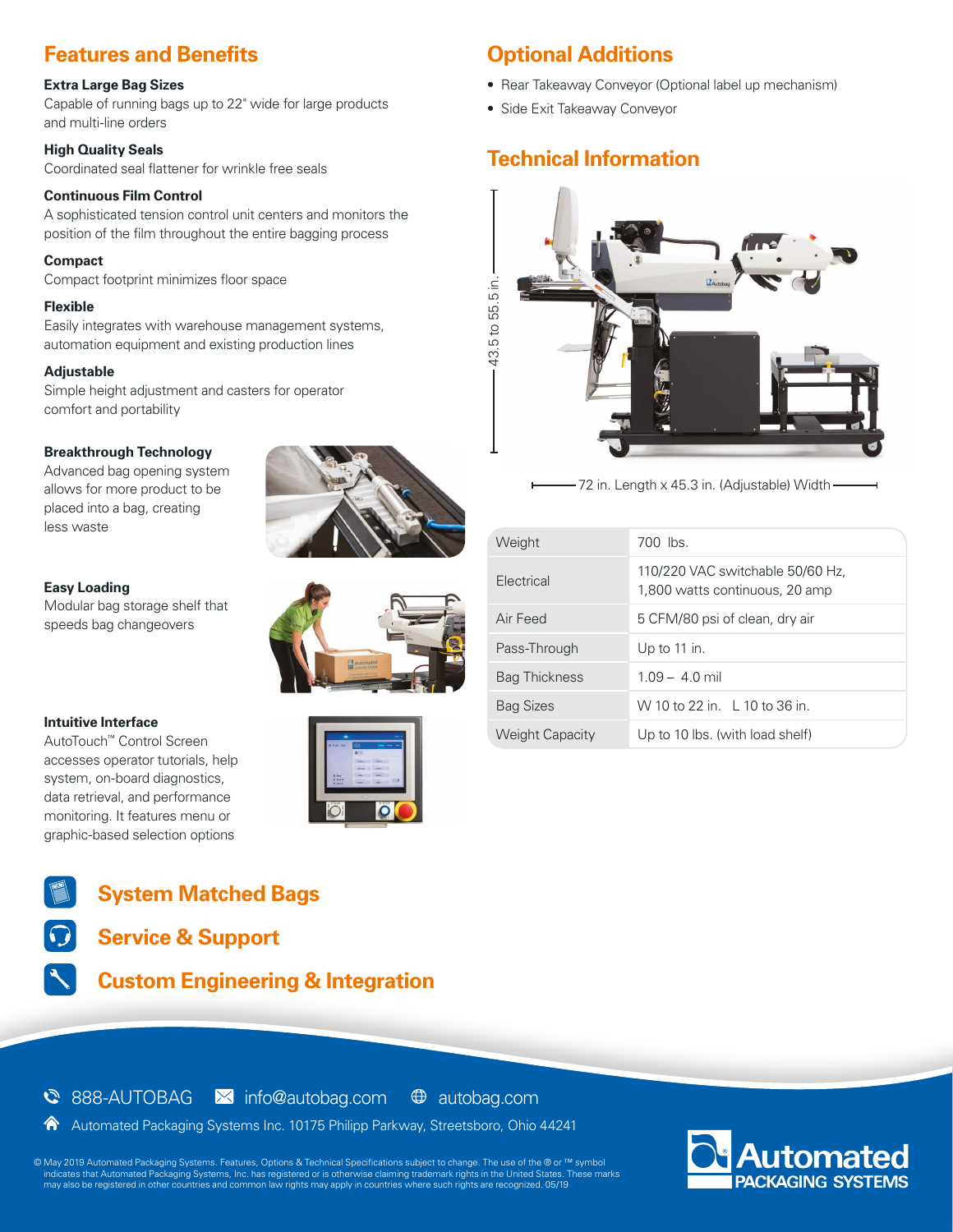## Features and Benefits

**Extra Large Bag Sizes**
Capable of running bags up to 22" wide for large products and multi-line orders

**High Quality Seals**
Coordinated seal flattener for wrinkle free seals

**Continuous Film Control**
A sophisticated tension control unit centers and monitors the position of the film throughout the entire bagging process

**Compact**
Compact footprint minimizes floor space

**Flexible**
Easily integrates with warehouse management systems, automation equipment and existing production lines

**Adjustable**
Simple height adjustment and casters for operator comfort and portability

**Breakthrough Technology**
Advanced bag opening system allows for more product to be placed into a bag, creating less waste

**Easy Loading**
Modular bag storage shelf that speeds bag changeovers

**Intuitive Interface**
AutoTouch™ Control Screen accesses operator tutorials, help system, on-board diagnostics, data retrieval, and performance monitoring. It features menu or graphic-based selection options

## System Matched Bags

## Service & Support

## Custom Engineering & Integration

## Optional Additions

- Rear Takeaway Conveyor (Optional label up mechanism)
- Side Exit Takeaway Conveyor

## Technical Information

43.5 to 55.5 in.

72 in. Length x 45.3 in. (Adjustable) Width

| | |
|---|---|
| Weight | 700 lbs. |
| Electrical | 110/220 VAC switchable 50/60 Hz, 1,800 watts continuous, 20 amp |
| Air Feed | 5 CFM/80 psi of clean, dry air |
| Pass-Through | Up to 11 in. |
| Bag Thickness | 1.09 – 4.0 mil |
| Bag Sizes | W 10 to 22 in. L 10 to 36 in. |
| Weight Capacity | Up to 10 lbs. (with load shelf) |

888-AUTOBAG info@autobag.com autobag.com

Automated Packaging Systems Inc. 10175 Philipp Parkway, Streetsboro, Ohio 44241

© May 2019 Automated Packaging Systems. Features, Options & Technical Specifications subject to change. The use of the ® or ™ symbol indicates that Automated Packaging Systems, Inc. has registered or is otherwise claiming trademark rights in the United States. These marks may also be registered in other countries and common law rights may apply in countries where such rights are recognized. 05/19

Automated PACKAGING SYSTEMS